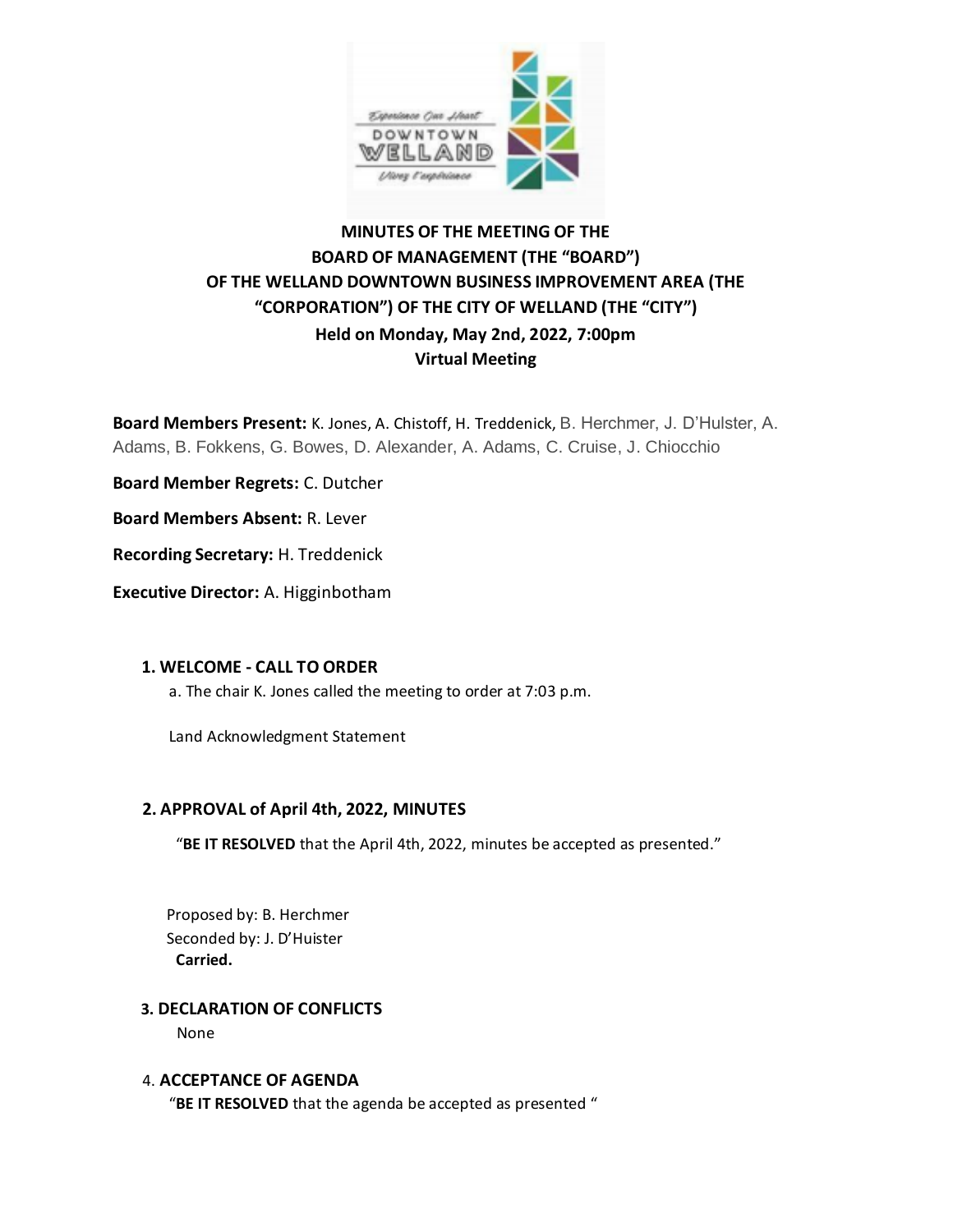**MINUTES OF THE MEETING OF THE BOARD OF MANAGEMENT (THE "BOARD") OF THE WELLAND DOWNTOWN BUSINESS IMPROVEMENT AREA (THE "CORPORATION") OF THE CITY OF WELLAND (THE "CITY")**

**Held on Monday, May 2nd, 2022, 7:00pm**

**Virtual Meeting**

**Board Members Present:** K. Jones, A. Chistoff, H. Treddenick, B. Herchmer, J. D'Hulster, A. Adams, B. Fokkens, G. Bowes, D. Alexander, A. Adams, C. Cruise, J. Chiocchio

**Board Member Regrets:** C. Dutcher

**Board Members Absent:** R. Lever

**Recording Secretary:** H. Treddenick

**Executive Director:** A. Higginbotham

## 1. WELCOME - CALL TO ORDER

a. The chair K. Jones called the meeting to order at 7:03 p.m.

Land Acknowledgment Statement

## 2. APPROVAL of April 4th, 2022, MINUTES

"**BE IT RESOLVED** that the April 4th, 2022, minutes be accepted as presented."

Proposed by: B. Herchmer
Seconded by: J. D'Huister
**Carried.**

## 3. DECLARATION OF CONFLICTS

None

## 4. ACCEPTANCE OF AGENDA

"**BE IT RESOLVED** that the agenda be accepted as presented "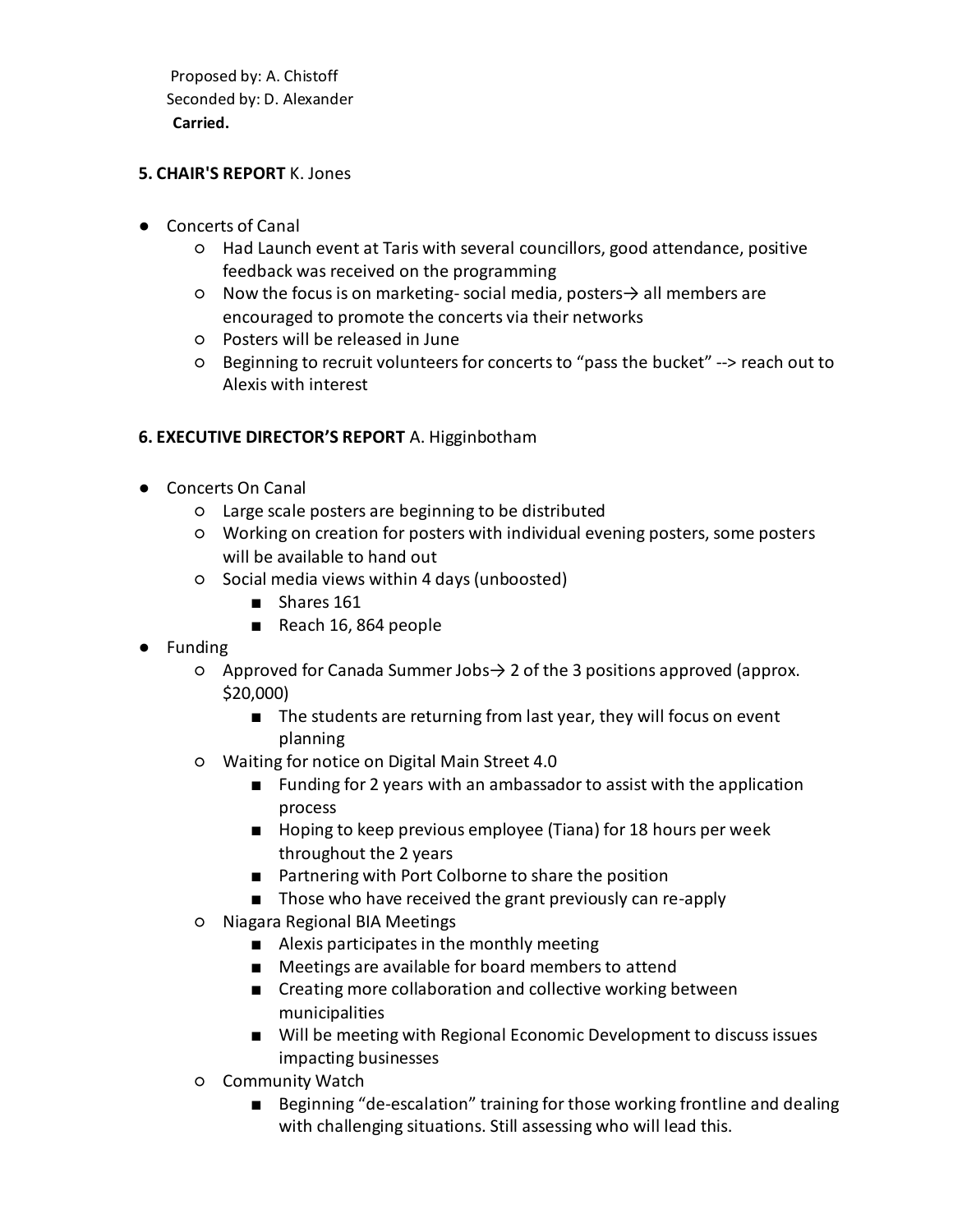Proposed by: A. Chistoff
Seconded by: D. Alexander
**Carried.**

**5. CHAIR'S REPORT** K. Jones

- Concerts of Canal
  - Had Launch event at Taris with several councillors, good attendance, positive feedback was received on the programming
  - Now the focus is on marketing- social media, posters→ all members are encouraged to promote the concerts via their networks
  - Posters will be released in June
  - Beginning to recruit volunteers for concerts to "pass the bucket" --> reach out to Alexis with interest

**6. EXECUTIVE DIRECTOR'S REPORT** A. Higginbotham

- Concerts On Canal
  - Large scale posters are beginning to be distributed
  - Working on creation for posters with individual evening posters, some posters will be available to hand out
  - Social media views within 4 days (unboosted)
    - Shares 161
    - Reach 16, 864 people
- Funding
  - Approved for Canada Summer Jobs→ 2 of the 3 positions approved (approx. $20,000)
    - The students are returning from last year, they will focus on event planning
  - Waiting for notice on Digital Main Street 4.0
    - Funding for 2 years with an ambassador to assist with the application process
    - Hoping to keep previous employee (Tiana) for 18 hours per week throughout the 2 years
    - Partnering with Port Colborne to share the position
    - Those who have received the grant previously can re-apply
  - Niagara Regional BIA Meetings
    - Alexis participates in the monthly meeting
    - Meetings are available for board members to attend
    - Creating more collaboration and collective working between municipalities
    - Will be meeting with Regional Economic Development to discuss issues impacting businesses
  - Community Watch
    - Beginning "de-escalation" training for those working frontline and dealing with challenging situations. Still assessing who will lead this.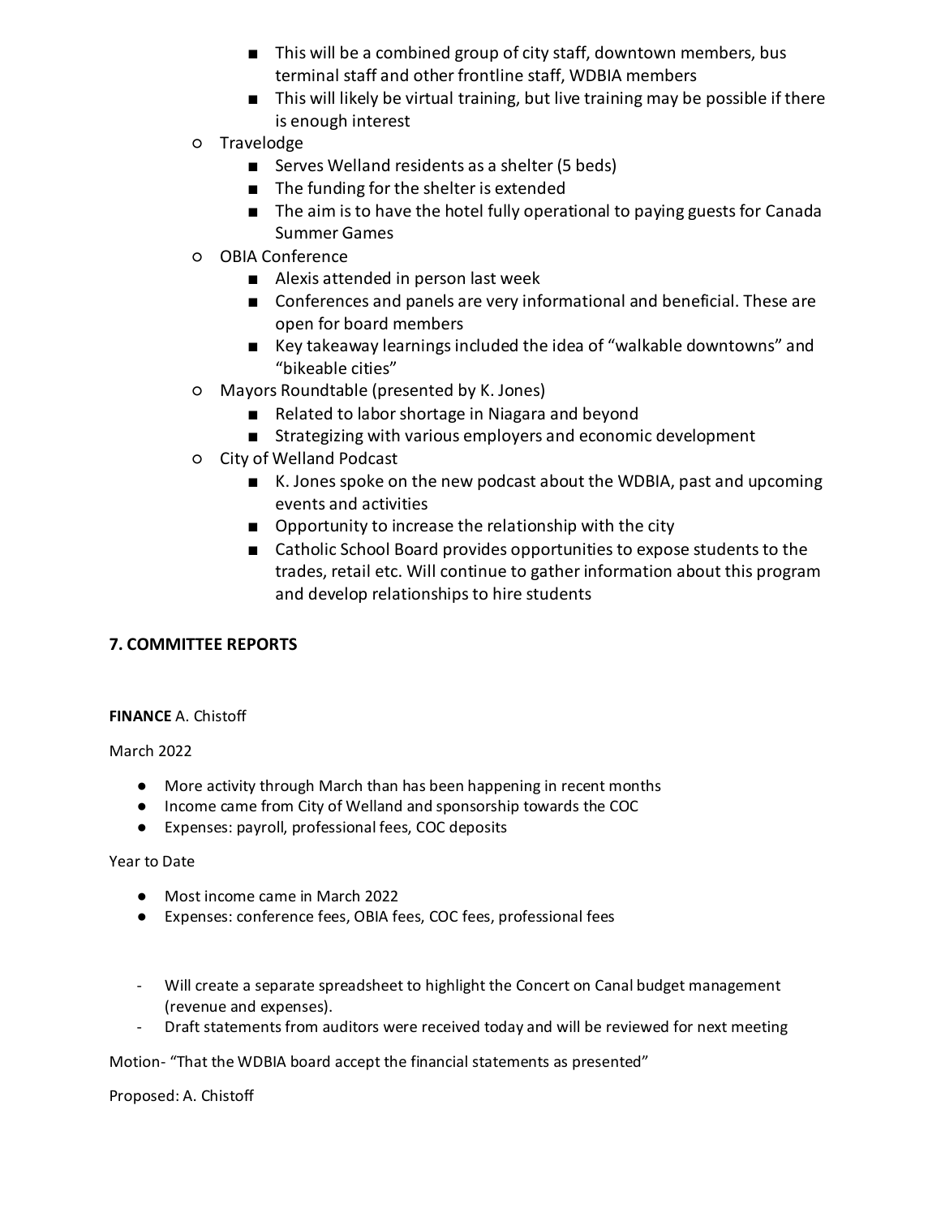- This will be a combined group of city staff, downtown members, bus terminal staff and other frontline staff, WDBIA members
        - This will likely be virtual training, but live training may be possible if there is enough interest
    - Travelodge
        - Serves Welland residents as a shelter (5 beds)
        - The funding for the shelter is extended
        - The aim is to have the hotel fully operational to paying guests for Canada Summer Games
    - OBIA Conference
        - Alexis attended in person last week
        - Conferences and panels are very informational and beneficial. These are open for board members
        - Key takeaway learnings included the idea of "walkable downtowns" and "bikeable cities"
    - Mayors Roundtable (presented by K. Jones)
        - Related to labor shortage in Niagara and beyond
        - Strategizing with various employers and economic development
    - City of Welland Podcast
        - K. Jones spoke on the new podcast about the WDBIA, past and upcoming events and activities
        - Opportunity to increase the relationship with the city
        - Catholic School Board provides opportunities to expose students to the trades, retail etc. Will continue to gather information about this program and develop relationships to hire students

## 7. COMMITTEE REPORTS

**FINANCE** A. Chistoff

March 2022

- More activity through March than has been happening in recent months
- Income came from City of Welland and sponsorship towards the COC
- Expenses: payroll, professional fees, COC deposits

Year to Date

- Most income came in March 2022
- Expenses: conference fees, OBIA fees, COC fees, professional fees

- Will create a separate spreadsheet to highlight the Concert on Canal budget management (revenue and expenses).
- Draft statements from auditors were received today and will be reviewed for next meeting

Motion- "That the WDBIA board accept the financial statements as presented"

Proposed: A. Chistoff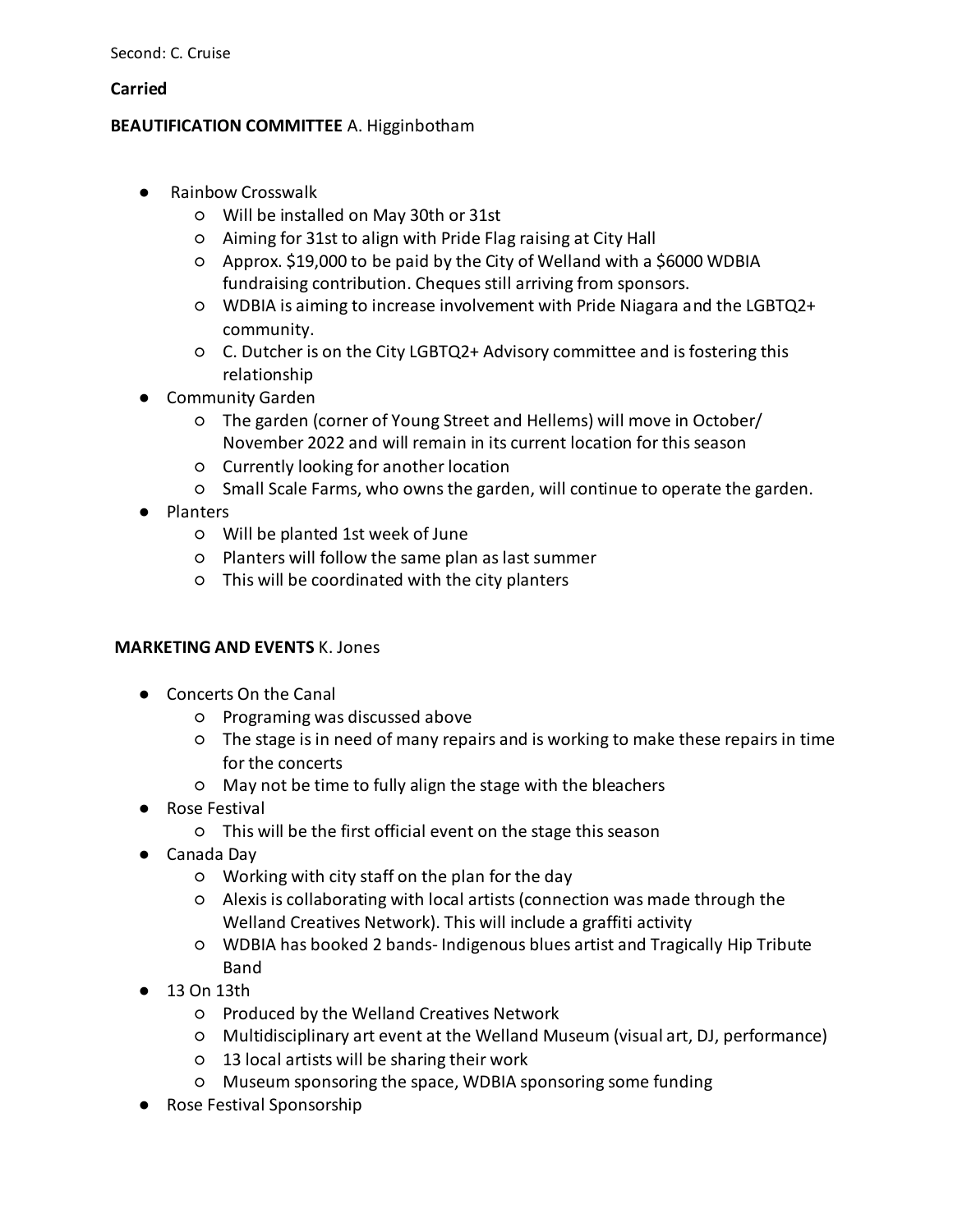Second: C. Cruise

**Carried**

**BEAUTIFICATION COMMITTEE** A. Higginbotham

- Rainbow Crosswalk
  - Will be installed on May 30th or 31st
  - Aiming for 31st to align with Pride Flag raising at City Hall
  - Approx. $19,000 to be paid by the City of Welland with a $6000 WDBIA fundraising contribution. Cheques still arriving from sponsors.
  - WDBIA is aiming to increase involvement with Pride Niagara and the LGBTQ2+ community.
  - C. Dutcher is on the City LGBTQ2+ Advisory committee and is fostering this relationship
- Community Garden
  - The garden (corner of Young Street and Hellems) will move in October/ November 2022 and will remain in its current location for this season
  - Currently looking for another location
  - Small Scale Farms, who owns the garden, will continue to operate the garden.
- Planters
  - Will be planted 1st week of June
  - Planters will follow the same plan as last summer
  - This will be coordinated with the city planters

**MARKETING AND EVENTS** K. Jones

- Concerts On the Canal
  - Programing was discussed above
  - The stage is in need of many repairs and is working to make these repairs in time for the concerts
  - May not be time to fully align the stage with the bleachers
- Rose Festival
  - This will be the first official event on the stage this season
- Canada Day
  - Working with city staff on the plan for the day
  - Alexis is collaborating with local artists (connection was made through the Welland Creatives Network). This will include a graffiti activity
  - WDBIA has booked 2 bands- Indigenous blues artist and Tragically Hip Tribute Band
- 13 On 13th
  - Produced by the Welland Creatives Network
  - Multidisciplinary art event at the Welland Museum (visual art, DJ, performance)
  - 13 local artists will be sharing their work
  - Museum sponsoring the space, WDBIA sponsoring some funding
- Rose Festival Sponsorship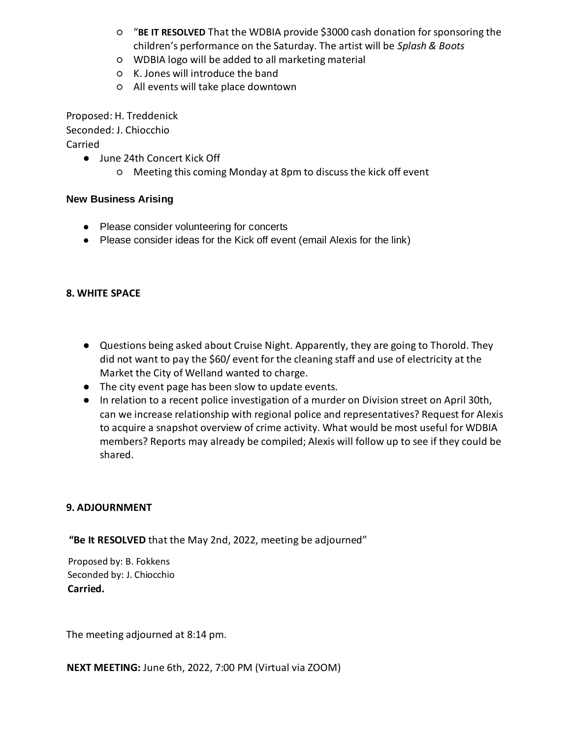- “**BE IT RESOLVED** That the WDBIA provide $3000 cash donation for sponsoring the children’s performance on the Saturday. The artist will be *Splash & Boots*
  - WDBIA logo will be added to all marketing material
  - K. Jones will introduce the band
  - All events will take place downtown

Proposed: H. Treddenick
Seconded: J. Chiocchio
Carried

- June 24th Concert Kick Off
  - Meeting this coming Monday at 8pm to discuss the kick off event

**New Business Arising**

- Please consider volunteering for concerts
- Please consider ideas for the Kick off event (email Alexis for the link)

**8. WHITE SPACE**

- Questions being asked about Cruise Night. Apparently, they are going to Thorold. They did not want to pay the $60/ event for the cleaning staff and use of electricity at the Market the City of Welland wanted to charge.
- The city event page has been slow to update events.
- In relation to a recent police investigation of a murder on Division street on April 30th, can we increase relationship with regional police and representatives? Request for Alexis to acquire a snapshot overview of crime activity. What would be most useful for WDBIA members? Reports may already be compiled; Alexis will follow up to see if they could be shared.

**9. ADJOURNMENT**

**“Be It RESOLVED** that the May 2nd, 2022, meeting be adjourned”

Proposed by: B. Fokkens
Seconded by: J. Chiocchio
**Carried.**

The meeting adjourned at 8:14 pm.

**NEXT MEETING:** June 6th, 2022, 7:00 PM (Virtual via ZOOM)